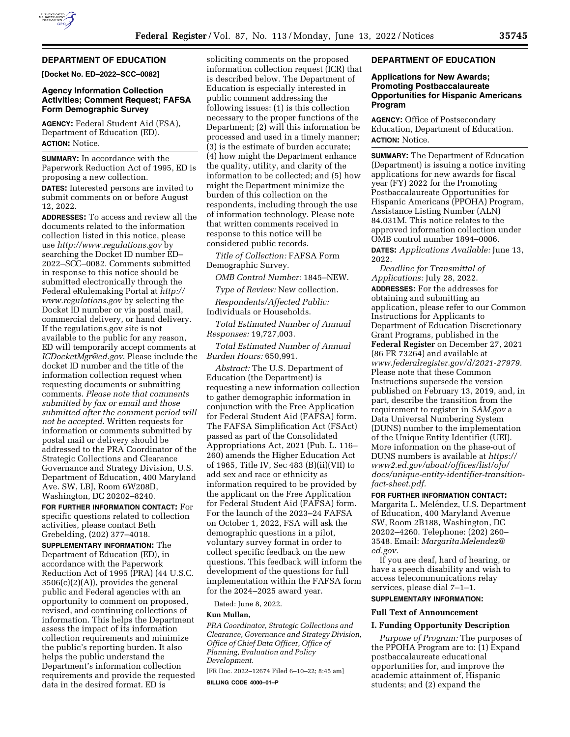## DEPARTMENT OF EDUCATION

**[Docket No. ED–2022–SCC–0082]**

### Agency Information Collection Activities; Comment Request; FAFSA Form Demographic Survey

**AGENCY:** Federal Student Aid (FSA), Department of Education (ED).

**ACTION:** Notice.

**SUMMARY:** In accordance with the Paperwork Reduction Act of 1995, ED is proposing a new collection.

**DATES:** Interested persons are invited to submit comments on or before August 12, 2022.

**ADDRESSES:** To access and review all the documents related to the information collection listed in this notice, please use *http://www.regulations.gov* by searching the Docket ID number ED–2022–SCC–0082. Comments submitted in response to this notice should be submitted electronically through the Federal eRulemaking Portal at *http://www.regulations.gov* by selecting the Docket ID number or via postal mail, commercial delivery, or hand delivery. If the regulations.gov site is not available to the public for any reason, ED will temporarily accept comments at *ICDocketMgr@ed.gov*. Please include the docket ID number and the title of the information collection request when requesting documents or submitting comments. *Please note that comments submitted by fax or email and those submitted after the comment period will not be accepted.* Written requests for information or comments submitted by postal mail or delivery should be addressed to the PRA Coordinator of the Strategic Collections and Clearance Governance and Strategy Division, U.S. Department of Education, 400 Maryland Ave. SW, LBJ, Room 6W208D, Washington, DC 20202–8240.

**FOR FURTHER INFORMATION CONTACT:** For specific questions related to collection activities, please contact Beth Grebelding, (202) 377–4018.

**SUPPLEMENTARY INFORMATION:** The Department of Education (ED), in accordance with the Paperwork Reduction Act of 1995 (PRA) (44 U.S.C. 3506(c)(2)(A)), provides the general public and Federal agencies with an opportunity to comment on proposed, revised, and continuing collections of information. This helps the Department assess the impact of its information collection requirements and minimize the public's reporting burden. It also helps the public understand the Department's information collection requirements and provide the requested data in the desired format. ED is soliciting comments on the proposed information collection request (ICR) that is described below. The Department of Education is especially interested in public comment addressing the following issues: (1) is this collection necessary to the proper functions of the Department; (2) will this information be processed and used in a timely manner; (3) is the estimate of burden accurate; (4) how might the Department enhance the quality, utility, and clarity of the information to be collected; and (5) how might the Department minimize the burden of this collection on the respondents, including through the use of information technology. Please note that written comments received in response to this notice will be considered public records.

*Title of Collection:* FAFSA Form Demographic Survey.

*OMB Control Number:* 1845–NEW.

*Type of Review:* New collection.

*Respondents/Affected Public:* Individuals or Households.

*Total Estimated Number of Annual Responses:* 19,727,003.

*Total Estimated Number of Annual Burden Hours:* 650,991.

*Abstract:* The U.S. Department of Education (the Department) is requesting a new information collection to gather demographic information in conjunction with the Free Application for Federal Student Aid (FAFSA) form. The FAFSA Simplification Act (FSAct) passed as part of the Consolidated Appropriations Act, 2021 (Pub. L. 116–260) amends the Higher Education Act of 1965, Title IV, Sec 483 (B)(ii)(VII) to add sex and race or ethnicity as information required to be provided by the applicant on the Free Application for Federal Student Aid (FAFSA) form. For the launch of the 2023–24 FAFSA on October 1, 2022, FSA will ask the demographic questions in a pilot, voluntary survey format in order to collect specific feedback on the new questions. This feedback will inform the development of the questions for full implementation within the FAFSA form for the 2024–2025 award year.

Dated: June 8, 2022.

**Kun Mullan,**

*PRA Coordinator, Strategic Collections and Clearance, Governance and Strategy Division, Office of Chief Data Officer, Office of Planning, Evaluation and Policy Development.*

[FR Doc. 2022–12674 Filed 6–10–22; 8:45 am]

**BILLING CODE 4000–01–P**

## DEPARTMENT OF EDUCATION

### Applications for New Awards; Promoting Postbaccalaureate Opportunities for Hispanic Americans Program

**AGENCY:** Office of Postsecondary Education, Department of Education.

**ACTION:** Notice.

**SUMMARY:** The Department of Education (Department) is issuing a notice inviting applications for new awards for fiscal year (FY) 2022 for the Promoting Postbaccalaureate Opportunities for Hispanic Americans (PPOHA) Program, Assistance Listing Number (ALN) 84.031M. This notice relates to the approved information collection under OMB control number 1894–0006.

**DATES:** *Applications Available:* June 13, 2022.

*Deadline for Transmittal of Applications:* July 28, 2022.

**ADDRESSES:** For the addresses for obtaining and submitting an application, please refer to our Common Instructions for Applicants to Department of Education Discretionary Grant Programs, published in the **Federal Register** on December 27, 2021 (86 FR 73264) and available at *www.federalregister.gov/d/2021-27979*. Please note that these Common Instructions supersede the version published on February 13, 2019, and, in part, describe the transition from the requirement to register in *SAM.gov* a Data Universal Numbering System (DUNS) number to the implementation of the Unique Entity Identifier (UEI). More information on the phase-out of DUNS numbers is available at *https://www2.ed.gov/about/offices/list/ofo/docs/unique-entity-identifier-transition-fact-sheet.pdf*.

**FOR FURTHER INFORMATION CONTACT:** Margarita L. Meléndez, U.S. Department of Education, 400 Maryland Avenue SW, Room 2B188, Washington, DC 20202–4260. Telephone: (202) 260–3548. Email: *Margarita.Melendez@ed.gov*.

If you are deaf, hard of hearing, or have a speech disability and wish to access telecommunications relay services, please dial 7–1–1.

**SUPPLEMENTARY INFORMATION:**

### Full Text of Announcement

### I. Funding Opportunity Description

*Purpose of Program:* The purposes of the PPOHA Program are to: (1) Expand postbaccalaureate educational opportunities for, and improve the academic attainment of, Hispanic students; and (2) expand the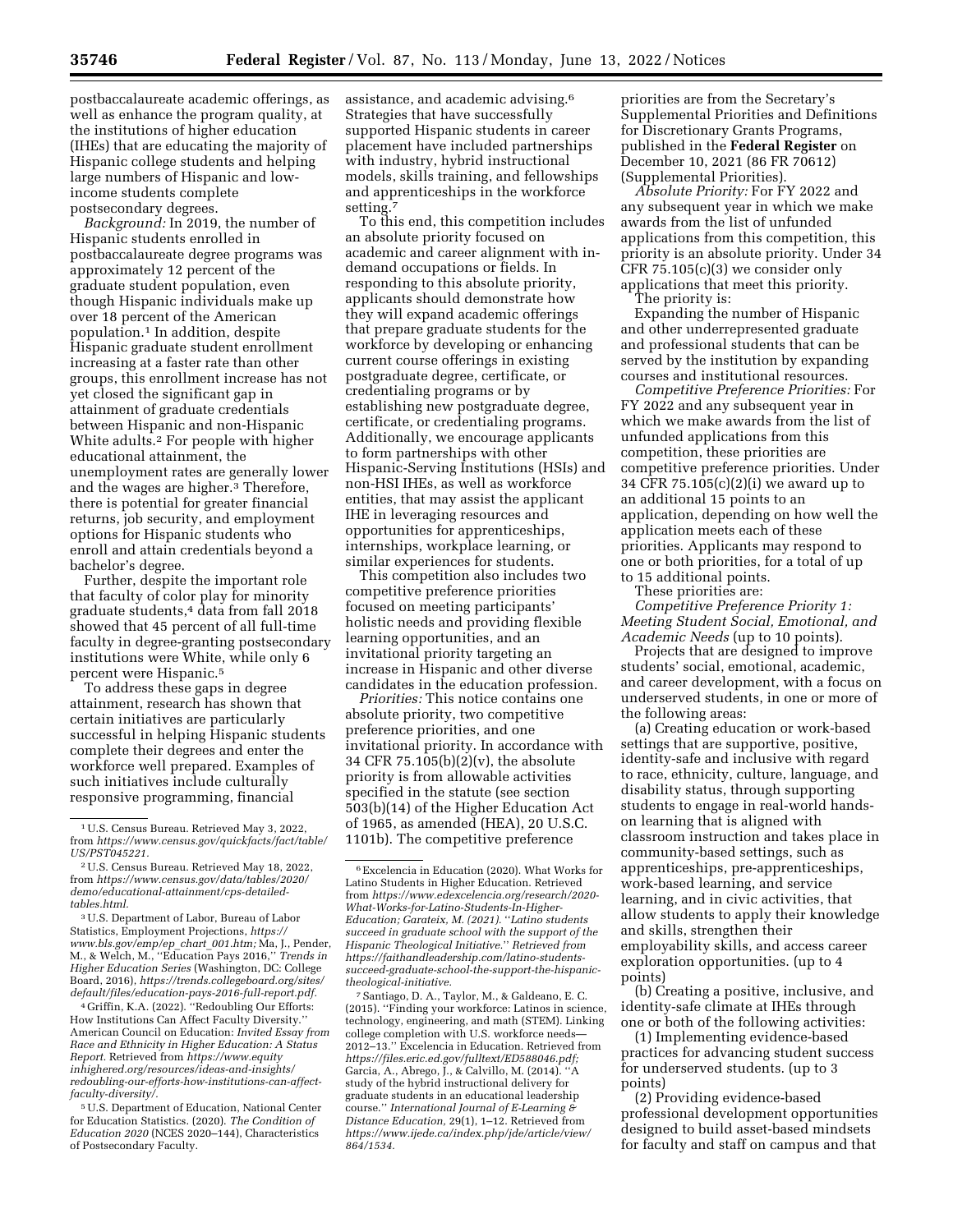postbaccalaureate academic offerings, as well as enhance the program quality, at the institutions of higher education (IHEs) that are educating the majority of Hispanic college students and helping large numbers of Hispanic and low-income students complete postsecondary degrees.

*Background:* In 2019, the number of Hispanic students enrolled in postbaccalaureate degree programs was approximately 12 percent of the graduate student population, even though Hispanic individuals make up over 18 percent of the American population.[1] In addition, despite Hispanic graduate student enrollment increasing at a faster rate than other groups, this enrollment increase has not yet closed the significant gap in attainment of graduate credentials between Hispanic and non-Hispanic White adults.[2] For people with higher educational attainment, the unemployment rates are generally lower and the wages are higher.[3] Therefore, there is potential for greater financial returns, job security, and employment options for Hispanic students who enroll and attain credentials beyond a bachelor's degree.

Further, despite the important role that faculty of color play for minority graduate students,[4] data from fall 2018 showed that 45 percent of all full-time faculty in degree-granting postsecondary institutions were White, while only 6 percent were Hispanic.[5]

To address these gaps in degree attainment, research has shown that certain initiatives are particularly successful in helping Hispanic students complete their degrees and enter the workforce well prepared. Examples of such initiatives include culturally responsive programming, financial assistance, and academic advising.[6] Strategies that have successfully supported Hispanic students in career placement have included partnerships with industry, hybrid instructional models, skills training, and fellowships and apprenticeships in the workforce setting.[7]

To this end, this competition includes an absolute priority focused on academic and career alignment with in-demand occupations or fields. In responding to this absolute priority, applicants should demonstrate how they will expand academic offerings that prepare graduate students for the workforce by developing or enhancing current course offerings in existing postgraduate degree, certificate, or credentialing programs or by establishing new postgraduate degree, certificate, or credentialing programs. Additionally, we encourage applicants to form partnerships with other Hispanic-Serving Institutions (HSIs) and non-HSI IHEs, as well as workforce entities, that may assist the applicant IHE in leveraging resources and opportunities for apprenticeships, internships, workplace learning, or similar experiences for students.

This competition also includes two competitive preference priorities focused on meeting participants' holistic needs and providing flexible learning opportunities, and an invitational priority targeting an increase in Hispanic and other diverse candidates in the education profession.

*Priorities:* This notice contains one absolute priority, two competitive preference priorities, and one invitational priority. In accordance with 34 CFR 75.105(b)(2)(v), the absolute priority is from allowable activities specified in the statute (see section 503(b)(14) of the Higher Education Act of 1965, as amended (HEA), 20 U.S.C. 1101b). The competitive preference priorities are from the Secretary's Supplemental Priorities and Definitions for Discretionary Grants Programs, published in the **Federal Register** on December 10, 2021 (86 FR 70612) (Supplemental Priorities).

*Absolute Priority:* For FY 2022 and any subsequent year in which we make awards from the list of unfunded applications from this competition, this priority is an absolute priority. Under 34 CFR 75.105(c)(3) we consider only applications that meet this priority.

The priority is:

Expanding the number of Hispanic and other underrepresented graduate and professional students that can be served by the institution by expanding courses and institutional resources.

*Competitive Preference Priorities:* For FY 2022 and any subsequent year in which we make awards from the list of unfunded applications from this competition, these priorities are competitive preference priorities. Under 34 CFR 75.105(c)(2)(i) we award up to an additional 15 points to an application, depending on how well the application meets each of these priorities. Applicants may respond to one or both priorities, for a total of up to 15 additional points.

These priorities are:

*Competitive Preference Priority 1: Meeting Student Social, Emotional, and Academic Needs* (up to 10 points).

Projects that are designed to improve students' social, emotional, academic, and career development, with a focus on underserved students, in one or more of the following areas:

(a) Creating education or work-based settings that are supportive, positive, identity-safe and inclusive with regard to race, ethnicity, culture, language, and disability status, through supporting students to engage in real-world hands-on learning that is aligned with classroom instruction and takes place in community-based settings, such as apprenticeships, pre-apprenticeships, work-based learning, and service learning, and in civic activities, that allow students to apply their knowledge and skills, strengthen their employability skills, and access career exploration opportunities. (up to 4 points)

(b) Creating a positive, inclusive, and identity-safe climate at IHEs through one or both of the following activities:

(1) Implementing evidence-based practices for advancing student success for underserved students. (up to 3 points)

(2) Providing evidence-based professional development opportunities designed to build asset-based mindsets for faculty and staff on campus and that

---

[1] U.S. Census Bureau. Retrieved May 3, 2022, from *https://www.census.gov/quickfacts/fact/table/US/PST045221.*

[2] U.S. Census Bureau. Retrieved May 18, 2022, from *https://www.census.gov/data/tables/2020/demo/educational-attainment/cps-detailed-tables.html.*

[3] U.S. Department of Labor, Bureau of Labor Statistics, Employment Projections, *https://www.bls.gov/emp/ep_chart_001.htm;* Ma, J., Pender, M., & Welch, M., ''Education Pays 2016,'' *Trends in Higher Education Series* (Washington, DC: College Board, 2016), *https://trends.collegeboard.org/sites/default/files/education-pays-2016-full-report.pdf.*

[4] Griffin, K.A. (2022). ''Redoubling Our Efforts: How Institutions Can Affect Faculty Diversity.'' American Council on Education: *Invited Essay from Race and Ethnicity in Higher Education: A Status Report.* Retrieved from *https://www.equityinhighered.org/resources/ideas-and-insights/redoubling-our-efforts-how-institutions-can-affect-faculty-diversity/.*

[5] U.S. Department of Education, National Center for Education Statistics. (2020). *The Condition of Education 2020* (NCES 2020–144), Characteristics of Postsecondary Faculty.

[6] Excelencia in Education (2020). What Works for Latino Students in Higher Education. Retrieved from *https://www.edexcelencia.org/research/2020-What-Works-for-Latino-Students-In-Higher-Education; Garateix, M. (2021). ''Latino students succeed in graduate school with the support of the Hispanic Theological Initiative.'' Retrieved from https://faithandleadership.com/latino-students-succeed-graduate-school-the-support-the-hispanic-theological-initiative.*

[7] Santiago, D. A., Taylor, M., & Galdeano, E. C. (2015). ''Finding your workforce: Latinos in science, technology, engineering, and math (STEM). Linking college completion with U.S. workforce needs—2012–13.'' Excelencia in Education. Retrieved from *https://files.eric.ed.gov/fulltext/ED588046.pdf;* Garcia, A., Abrego, J., & Calvillo, M. (2014). ''A study of the hybrid instructional delivery for graduate students in an educational leadership course.'' *International Journal of E-Learning & Distance Education,* 29(1), 1–12. Retrieved from *https://www.ijede.ca/index.php/jde/article/view/864/1534.*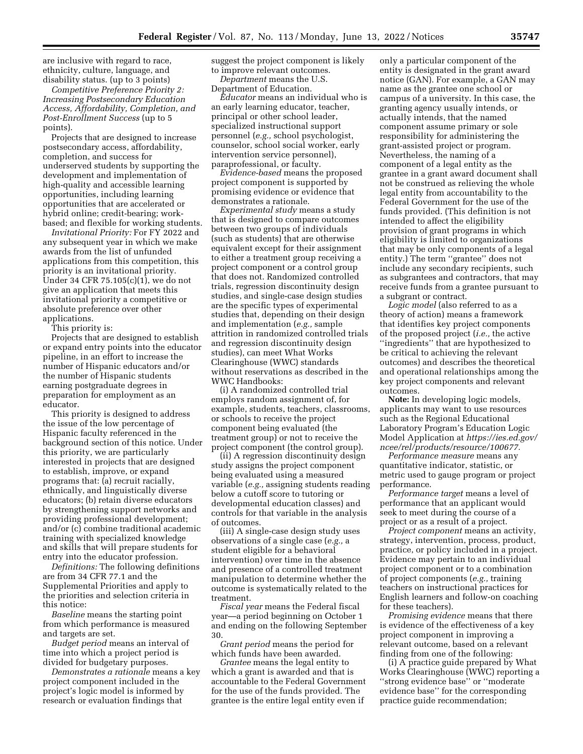are inclusive with regard to race, ethnicity, culture, language, and disability status. (up to 3 points)

*Competitive Preference Priority 2: Increasing Postsecondary Education Access, Affordability, Completion, and Post-Enrollment Success* (up to 5 points).

Projects that are designed to increase postsecondary access, affordability, completion, and success for underserved students by supporting the development and implementation of high-quality and accessible learning opportunities, including learning opportunities that are accelerated or hybrid online; credit-bearing; work-based; and flexible for working students.

*Invitational Priority:* For FY 2022 and any subsequent year in which we make awards from the list of unfunded applications from this competition, this priority is an invitational priority. Under 34 CFR 75.105(c)(1), we do not give an application that meets this invitational priority a competitive or absolute preference over other applications.

This priority is:

Projects that are designed to establish or expand entry points into the educator pipeline, in an effort to increase the number of Hispanic educators and/or the number of Hispanic students earning postgraduate degrees in preparation for employment as an educator.

This priority is designed to address the issue of the low percentage of Hispanic faculty referenced in the background section of this notice. Under this priority, we are particularly interested in projects that are designed to establish, improve, or expand programs that: (a) recruit racially, ethnically, and linguistically diverse educators; (b) retain diverse educators by strengthening support networks and providing professional development; and/or (c) combine traditional academic training with specialized knowledge and skills that will prepare students for entry into the educator profession.

*Definitions:* The following definitions are from 34 CFR 77.1 and the Supplemental Priorities and apply to the priorities and selection criteria in this notice:

*Baseline* means the starting point from which performance is measured and targets are set.

*Budget period* means an interval of time into which a project period is divided for budgetary purposes.

*Demonstrates a rationale* means a key project component included in the project's logic model is informed by research or evaluation findings that suggest the project component is likely to improve relevant outcomes.

*Department* means the U.S. Department of Education.

*Educator* means an individual who is an early learning educator, teacher, principal or other school leader, specialized instructional support personnel (*e.g.,* school psychologist, counselor, school social worker, early intervention service personnel), paraprofessional, or faculty.

*Evidence-based* means the proposed project component is supported by promising evidence or evidence that demonstrates a rationale.

*Experimental study* means a study that is designed to compare outcomes between two groups of individuals (such as students) that are otherwise equivalent except for their assignment to either a treatment group receiving a project component or a control group that does not. Randomized controlled trials, regression discontinuity design studies, and single-case design studies are the specific types of experimental studies that, depending on their design and implementation (*e.g.,* sample attrition in randomized controlled trials and regression discontinuity design studies), can meet What Works Clearinghouse (WWC) standards without reservations as described in the WWC Handbooks:

(i) A randomized controlled trial employs random assignment of, for example, students, teachers, classrooms, or schools to receive the project component being evaluated (the treatment group) or not to receive the project component (the control group).

(ii) A regression discontinuity design study assigns the project component being evaluated using a measured variable (*e.g.,* assigning students reading below a cutoff score to tutoring or developmental education classes) and controls for that variable in the analysis of outcomes.

(iii) A single-case design study uses observations of a single case (*e.g.,* a student eligible for a behavioral intervention) over time in the absence and presence of a controlled treatment manipulation to determine whether the outcome is systematically related to the treatment.

*Fiscal year* means the Federal fiscal year—a period beginning on October 1 and ending on the following September 30.

*Grant period* means the period for which funds have been awarded.

*Grantee* means the legal entity to which a grant is awarded and that is accountable to the Federal Government for the use of the funds provided. The grantee is the entire legal entity even if only a particular component of the entity is designated in the grant award notice (GAN). For example, a GAN may name as the grantee one school or campus of a university. In this case, the granting agency usually intends, or actually intends, that the named component assume primary or sole responsibility for administering the grant-assisted project or program. Nevertheless, the naming of a component of a legal entity as the grantee in a grant award document shall not be construed as relieving the whole legal entity from accountability to the Federal Government for the use of the funds provided. (This definition is not intended to affect the eligibility provision of grant programs in which eligibility is limited to organizations that may be only components of a legal entity.) The term "grantee" does not include any secondary recipients, such as subgrantees and contractors, that may receive funds from a grantee pursuant to a subgrant or contract.

*Logic model* (also referred to as a theory of action) means a framework that identifies key project components of the proposed project (*i.e.,* the active "ingredients" that are hypothesized to be critical to achieving the relevant outcomes) and describes the theoretical and operational relationships among the key project components and relevant outcomes.

**Note:** In developing logic models, applicants may want to use resources such as the Regional Educational Laboratory Program's Education Logic Model Application at *https://ies.ed.gov/ncee/rel/products/resource/100677.*

*Performance measure* means any quantitative indicator, statistic, or metric used to gauge program or project performance.

*Performance target* means a level of performance that an applicant would seek to meet during the course of a project or as a result of a project.

*Project component* means an activity, strategy, intervention, process, product, practice, or policy included in a project. Evidence may pertain to an individual project component or to a combination of project components (*e.g.,* training teachers on instructional practices for English learners and follow-on coaching for these teachers).

*Promising evidence* means that there is evidence of the effectiveness of a key project component in improving a relevant outcome, based on a relevant finding from one of the following:

(i) A practice guide prepared by What Works Clearinghouse (WWC) reporting a "strong evidence base" or "moderate evidence base" for the corresponding practice guide recommendation;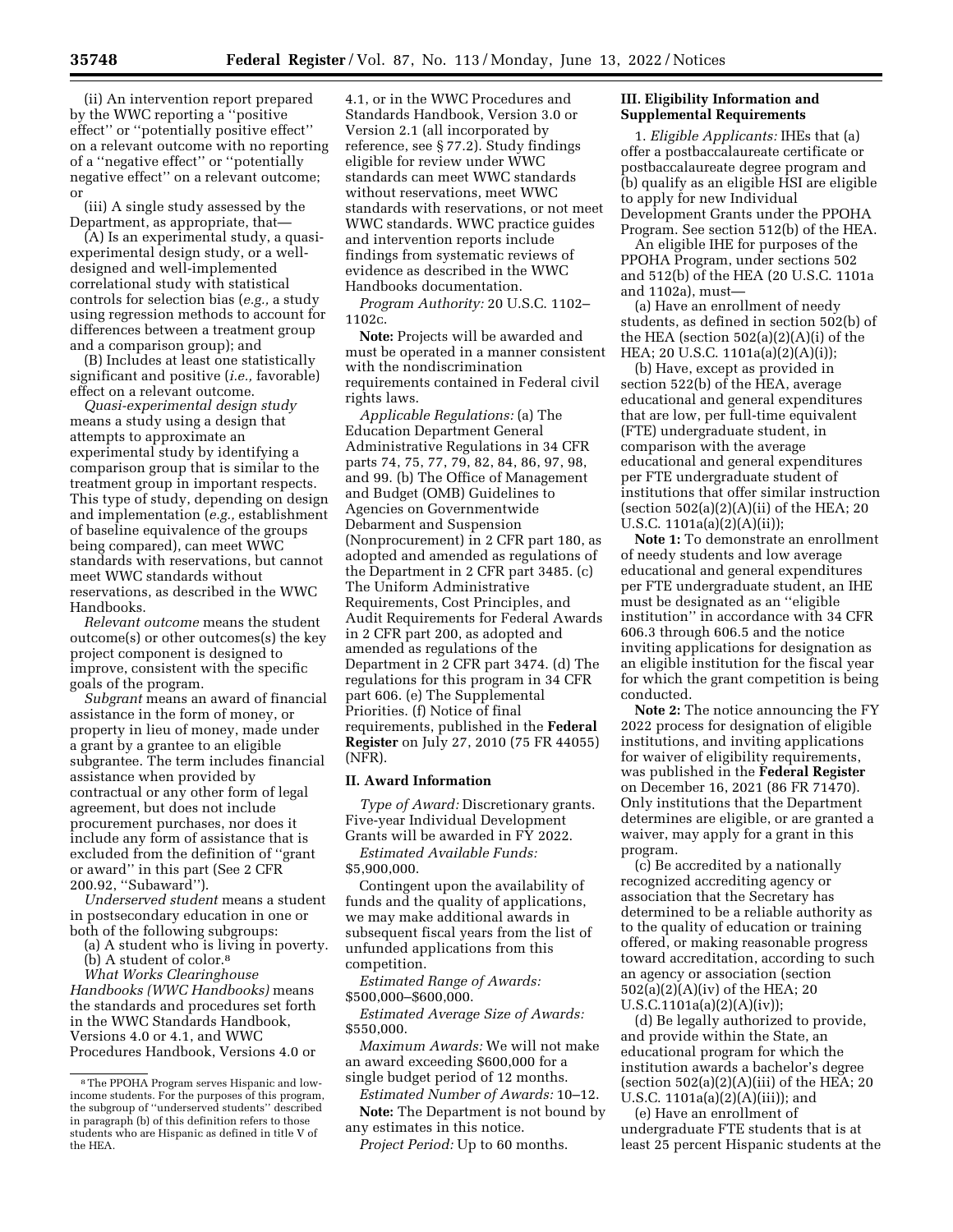(ii) An intervention report prepared by the WWC reporting a "positive effect" or "potentially positive effect" on a relevant outcome with no reporting of a "negative effect" or "potentially negative effect" on a relevant outcome; or

(iii) A single study assessed by the Department, as appropriate, that—

(A) Is an experimental study, a quasi-experimental design study, or a well-designed and well-implemented correlational study with statistical controls for selection bias (*e.g.,* a study using regression methods to account for differences between a treatment group and a comparison group); and

(B) Includes at least one statistically significant and positive (*i.e.,* favorable) effect on a relevant outcome.

*Quasi-experimental design study* means a study using a design that attempts to approximate an experimental study by identifying a comparison group that is similar to the treatment group in important respects. This type of study, depending on design and implementation (*e.g.,* establishment of baseline equivalence of the groups being compared), can meet WWC standards with reservations, but cannot meet WWC standards without reservations, as described in the WWC Handbooks.

*Relevant outcome* means the student outcome(s) or other outcomes(s) the key project component is designed to improve, consistent with the specific goals of the program.

*Subgrant* means an award of financial assistance in the form of money, or property in lieu of money, made under a grant by a grantee to an eligible subgrantee. The term includes financial assistance when provided by contractual or any other form of legal agreement, but does not include procurement purchases, nor does it include any form of assistance that is excluded from the definition of "grant or award" in this part (See 2 CFR 200.92, "Subaward").

*Underserved student* means a student in postsecondary education in one or both of the following subgroups:

(a) A student who is living in poverty.

(b) A student of color.[8]

*What Works Clearinghouse Handbooks (WWC Handbooks)* means the standards and procedures set forth in the WWC Standards Handbook, Versions 4.0 or 4.1, and WWC Procedures Handbook, Versions 4.0 or 4.1, or in the WWC Procedures and Standards Handbook, Version 3.0 or Version 2.1 (all incorporated by reference, see § 77.2). Study findings eligible for review under WWC standards can meet WWC standards without reservations, meet WWC standards with reservations, or not meet WWC standards. WWC practice guides and intervention reports include findings from systematic reviews of evidence as described in the WWC Handbooks documentation.

*Program Authority:* 20 U.S.C. 1102–1102c.

**Note:** Projects will be awarded and must be operated in a manner consistent with the nondiscrimination requirements contained in Federal civil rights laws.

*Applicable Regulations:* (a) The Education Department General Administrative Regulations in 34 CFR parts 74, 75, 77, 79, 82, 84, 86, 97, 98, and 99. (b) The Office of Management and Budget (OMB) Guidelines to Agencies on Governmentwide Debarment and Suspension (Nonprocurement) in 2 CFR part 180, as adopted and amended as regulations of the Department in 2 CFR part 3485. (c) The Uniform Administrative Requirements, Cost Principles, and Audit Requirements for Federal Awards in 2 CFR part 200, as adopted and amended as regulations of the Department in 2 CFR part 3474. (d) The regulations for this program in 34 CFR part 606. (e) The Supplemental Priorities. (f) Notice of final requirements, published in the **Federal Register** on July 27, 2010 (75 FR 44055) (NFR).

## II. Award Information

*Type of Award:* Discretionary grants. Five-year Individual Development Grants will be awarded in FY 2022.

*Estimated Available Funds:* $5,900,000.

Contingent upon the availability of funds and the quality of applications, we may make additional awards in subsequent fiscal years from the list of unfunded applications from this competition.

*Estimated Range of Awards:* $500,000–$600,000.

*Estimated Average Size of Awards:* $550,000.

*Maximum Awards:* We will not make an award exceeding $600,000 for a single budget period of 12 months.

*Estimated Number of Awards:* 10–12.

**Note:** The Department is not bound by any estimates in this notice.

*Project Period:* Up to 60 months.

## III. Eligibility Information and Supplemental Requirements

1. *Eligible Applicants:* IHEs that (a) offer a postbaccalaureate certificate or postbaccalaureate degree program and (b) qualify as an eligible HSI are eligible to apply for new Individual Development Grants under the PPOHA Program. See section 512(b) of the HEA.

An eligible IHE for purposes of the PPOHA Program, under sections 502 and 512(b) of the HEA (20 U.S.C. 1101a and 1102a), must—

(a) Have an enrollment of needy students, as defined in section 502(b) of the HEA (section 502(a)(2)(A)(i) of the HEA; 20 U.S.C. 1101a(a)(2)(A)(i));

(b) Have, except as provided in section 522(b) of the HEA, average educational and general expenditures that are low, per full-time equivalent (FTE) undergraduate student, in comparison with the average educational and general expenditures per FTE undergraduate student of institutions that offer similar instruction (section 502(a)(2)(A)(ii) of the HEA; 20 U.S.C. 1101a(a)(2)(A)(ii));

**Note 1:** To demonstrate an enrollment of needy students and low average educational and general expenditures per FTE undergraduate student, an IHE must be designated as an "eligible institution" in accordance with 34 CFR 606.3 through 606.5 and the notice inviting applications for designation as an eligible institution for the fiscal year for which the grant competition is being conducted.

**Note 2:** The notice announcing the FY 2022 process for designation of eligible institutions, and inviting applications for waiver of eligibility requirements, was published in the **Federal Register** on December 16, 2021 (86 FR 71470). Only institutions that the Department determines are eligible, or are granted a waiver, may apply for a grant in this program.

(c) Be accredited by a nationally recognized accrediting agency or association that the Secretary has determined to be a reliable authority as to the quality of education or training offered, or making reasonable progress toward accreditation, according to such an agency or association (section 502(a)(2)(A)(iv) of the HEA; 20 U.S.C.1101a(a)(2)(A)(iv));

(d) Be legally authorized to provide, and provide within the State, an educational program for which the institution awards a bachelor's degree (section 502(a)(2)(A)(iii) of the HEA; 20 U.S.C. 1101a(a)(2)(A)(iii)); and

(e) Have an enrollment of undergraduate FTE students that is at least 25 percent Hispanic students at the

---

[8] The PPOHA Program serves Hispanic and low-income students. For the purposes of this program, the subgroup of "underserved students" described in paragraph (b) of this definition refers to those students who are Hispanic as defined in title V of the HEA.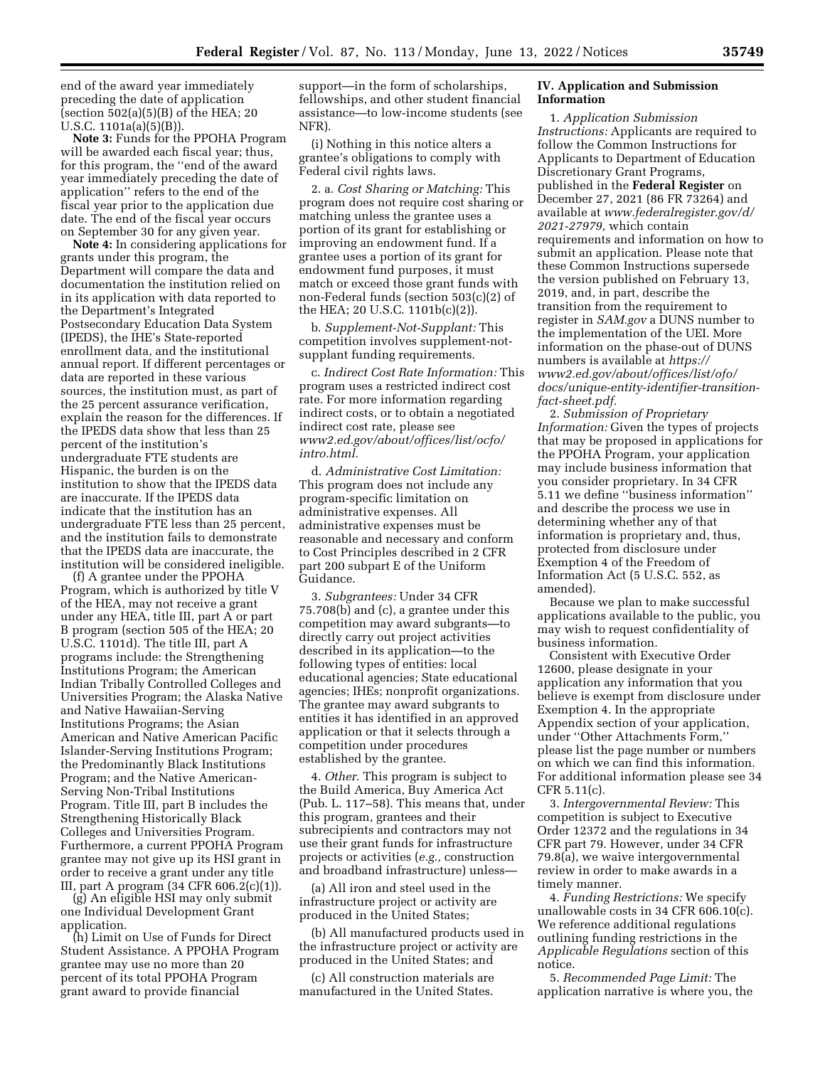end of the award year immediately preceding the date of application (section 502(a)(5)(B) of the HEA; 20 U.S.C. 1101a(a)(5)(B)).

**Note 3:** Funds for the PPOHA Program will be awarded each fiscal year; thus, for this program, the ''end of the award year immediately preceding the date of application'' refers to the end of the fiscal year prior to the application due date. The end of the fiscal year occurs on September 30 for any given year.

**Note 4:** In considering applications for grants under this program, the Department will compare the data and documentation the institution relied on in its application with data reported to the Department's Integrated Postsecondary Education Data System (IPEDS), the IHE's State-reported enrollment data, and the institutional annual report. If different percentages or data are reported in these various sources, the institution must, as part of the 25 percent assurance verification, explain the reason for the differences. If the IPEDS data show that less than 25 percent of the institution's undergraduate FTE students are Hispanic, the burden is on the institution to show that the IPEDS data are inaccurate. If the IPEDS data indicate that the institution has an undergraduate FTE less than 25 percent, and the institution fails to demonstrate that the IPEDS data are inaccurate, the institution will be considered ineligible.

(f) A grantee under the PPOHA Program, which is authorized by title V of the HEA, may not receive a grant under any HEA, title III, part A or part B program (section 505 of the HEA; 20 U.S.C. 1101d). The title III, part A programs include: the Strengthening Institutions Program; the American Indian Tribally Controlled Colleges and Universities Program; the Alaska Native and Native Hawaiian-Serving Institutions Programs; the Asian American and Native American Pacific Islander-Serving Institutions Program; the Predominantly Black Institutions Program; and the Native American-Serving Non-Tribal Institutions Program. Title III, part B includes the Strengthening Historically Black Colleges and Universities Program. Furthermore, a current PPOHA Program grantee may not give up its HSI grant in order to receive a grant under any title III, part A program (34 CFR 606.2(c)(1)).

(g) An eligible HSI may only submit one Individual Development Grant application.

(h) Limit on Use of Funds for Direct Student Assistance. A PPOHA Program grantee may use no more than 20 percent of its total PPOHA Program grant award to provide financial support—in the form of scholarships, fellowships, and other student financial assistance—to low-income students (see NFR).

(i) Nothing in this notice alters a grantee's obligations to comply with Federal civil rights laws.

2. a. *Cost Sharing or Matching:* This program does not require cost sharing or matching unless the grantee uses a portion of its grant for establishing or improving an endowment fund. If a grantee uses a portion of its grant for endowment fund purposes, it must match or exceed those grant funds with non-Federal funds (section 503(c)(2) of the HEA; 20 U.S.C. 1101b(c)(2)).

b. *Supplement-Not-Supplant:* This competition involves supplement-not-supplant funding requirements.

c. *Indirect Cost Rate Information:* This program uses a restricted indirect cost rate. For more information regarding indirect costs, or to obtain a negotiated indirect cost rate, please see *www2.ed.gov/about/offices/list/ocfo/intro.html.*

d. *Administrative Cost Limitation:* This program does not include any program-specific limitation on administrative expenses. All administrative expenses must be reasonable and necessary and conform to Cost Principles described in 2 CFR part 200 subpart E of the Uniform Guidance.

3. *Subgrantees:* Under 34 CFR 75.708(b) and (c), a grantee under this competition may award subgrants—to directly carry out project activities described in its application—to the following types of entities: local educational agencies; State educational agencies; IHEs; nonprofit organizations. The grantee may award subgrants to entities it has identified in an approved application or that it selects through a competition under procedures established by the grantee.

4. *Other.* This program is subject to the Build America, Buy America Act (Pub. L. 117–58). This means that, under this program, grantees and their subrecipients and contractors may not use their grant funds for infrastructure projects or activities (*e.g.,* construction and broadband infrastructure) unless—

(a) All iron and steel used in the infrastructure project or activity are produced in the United States;

(b) All manufactured products used in the infrastructure project or activity are produced in the United States; and

(c) All construction materials are manufactured in the United States.

## IV. Application and Submission Information

1. *Application Submission Instructions:* Applicants are required to follow the Common Instructions for Applicants to Department of Education Discretionary Grant Programs, published in the **Federal Register** on December 27, 2021 (86 FR 73264) and available at *www.federalregister.gov/d/2021-27979,* which contain requirements and information on how to submit an application. Please note that these Common Instructions supersede the version published on February 13, 2019, and, in part, describe the transition from the requirement to register in *SAM.gov* a DUNS number to the implementation of the UEI. More information on the phase-out of DUNS numbers is available at *https://www2.ed.gov/about/offices/list/ofo/docs/unique-entity-identifier-transition-fact-sheet.pdf.*

2. *Submission of Proprietary Information:* Given the types of projects that may be proposed in applications for the PPOHA Program, your application may include business information that you consider proprietary. In 34 CFR 5.11 we define ''business information'' and describe the process we use in determining whether any of that information is proprietary and, thus, protected from disclosure under Exemption 4 of the Freedom of Information Act (5 U.S.C. 552, as amended).

Because we plan to make successful applications available to the public, you may wish to request confidentiality of business information.

Consistent with Executive Order 12600, please designate in your application any information that you believe is exempt from disclosure under Exemption 4. In the appropriate Appendix section of your application, under ''Other Attachments Form,'' please list the page number or numbers on which we can find this information. For additional information please see 34 CFR 5.11(c).

3. *Intergovernmental Review:* This competition is subject to Executive Order 12372 and the regulations in 34 CFR part 79. However, under 34 CFR 79.8(a), we waive intergovernmental review in order to make awards in a timely manner.

4. *Funding Restrictions:* We specify unallowable costs in 34 CFR 606.10(c). We reference additional regulations outlining funding restrictions in the *Applicable Regulations* section of this notice.

5. *Recommended Page Limit:* The application narrative is where you, the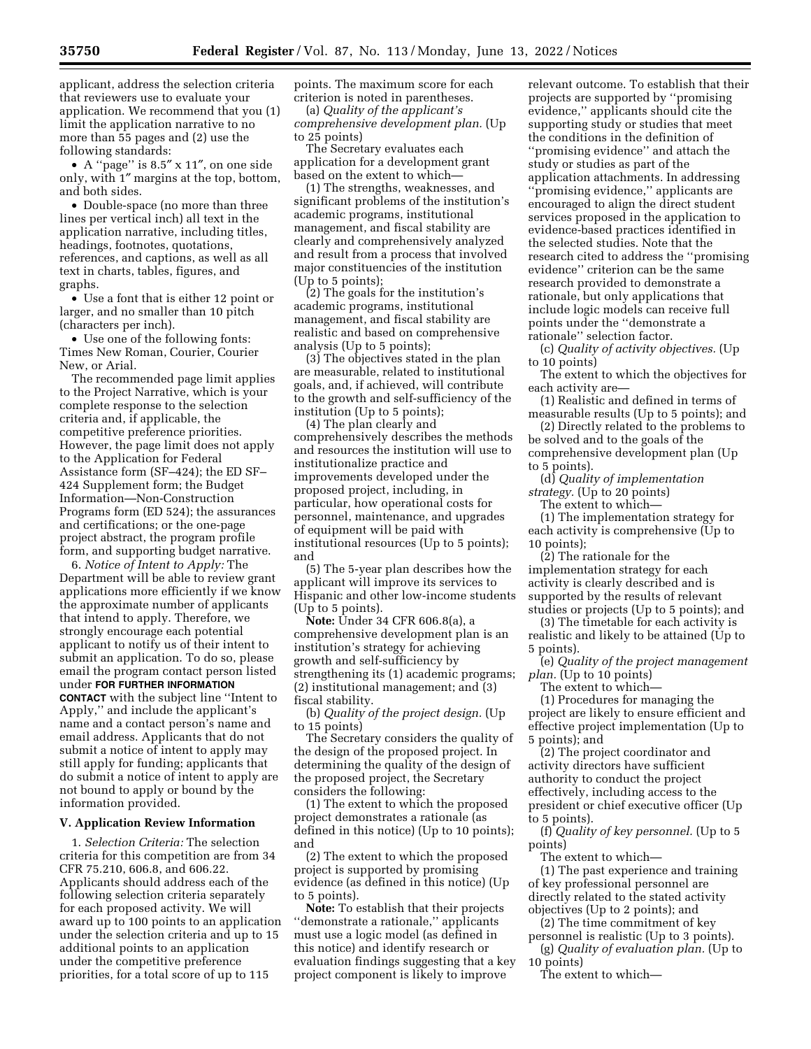applicant, address the selection criteria that reviewers use to evaluate your application. We recommend that you (1) limit the application narrative to no more than 55 pages and (2) use the following standards:

- A "page" is 8.5″ x 11″, on one side only, with 1″ margins at the top, bottom, and both sides.
- Double-space (no more than three lines per vertical inch) all text in the application narrative, including titles, headings, footnotes, quotations, references, and captions, as well as all text in charts, tables, figures, and graphs.
- Use a font that is either 12 point or larger, and no smaller than 10 pitch (characters per inch).
- Use one of the following fonts: Times New Roman, Courier, Courier New, or Arial.

The recommended page limit applies to the Project Narrative, which is your complete response to the selection criteria and, if applicable, the competitive preference priorities. However, the page limit does not apply to the Application for Federal Assistance form (SF–424); the ED SF–424 Supplement form; the Budget Information—Non-Construction Programs form (ED 524); the assurances and certifications; or the one-page project abstract, the program profile form, and supporting budget narrative.

6. *Notice of Intent to Apply:* The Department will be able to review grant applications more efficiently if we know the approximate number of applicants that intend to apply. Therefore, we strongly encourage each potential applicant to notify us of their intent to submit an application. To do so, please email the program contact person listed under **FOR FURTHER INFORMATION CONTACT** with the subject line "Intent to Apply," and include the applicant's name and a contact person's name and email address. Applicants that do not submit a notice of intent to apply may still apply for funding; applicants that do submit a notice of intent to apply are not bound to apply or bound by the information provided.

## V. Application Review Information

1. *Selection Criteria:* The selection criteria for this competition are from 34 CFR 75.210, 606.8, and 606.22. Applicants should address each of the following selection criteria separately for each proposed activity. We will award up to 100 points to an application under the selection criteria and up to 15 additional points to an application under the competitive preference priorities, for a total score of up to 115 points. The maximum score for each criterion is noted in parentheses.

(a) *Quality of the applicant's comprehensive development plan.* (Up to 25 points)

The Secretary evaluates each application for a development grant based on the extent to which—

(1) The strengths, weaknesses, and significant problems of the institution's academic programs, institutional management, and fiscal stability are clearly and comprehensively analyzed and result from a process that involved major constituencies of the institution (Up to 5 points);

(2) The goals for the institution's academic programs, institutional management, and fiscal stability are realistic and based on comprehensive analysis (Up to 5 points);

(3) The objectives stated in the plan are measurable, related to institutional goals, and, if achieved, will contribute to the growth and self-sufficiency of the institution (Up to 5 points);

(4) The plan clearly and comprehensively describes the methods and resources the institution will use to institutionalize practice and improvements developed under the proposed project, including, in particular, how operational costs for personnel, maintenance, and upgrades of equipment will be paid with institutional resources (Up to 5 points); and

(5) The 5-year plan describes how the applicant will improve its services to Hispanic and other low-income students (Up to 5 points).

**Note:** Under 34 CFR 606.8(a), a comprehensive development plan is an institution's strategy for achieving growth and self-sufficiency by strengthening its (1) academic programs; (2) institutional management; and (3) fiscal stability.

(b) *Quality of the project design.* (Up to 15 points)

The Secretary considers the quality of the design of the proposed project. In determining the quality of the design of the proposed project, the Secretary considers the following:

(1) The extent to which the proposed project demonstrates a rationale (as defined in this notice) (Up to 10 points); and

(2) The extent to which the proposed project is supported by promising evidence (as defined in this notice) (Up to 5 points).

**Note:** To establish that their projects "demonstrate a rationale," applicants must use a logic model (as defined in this notice) and identify research or evaluation findings suggesting that a key project component is likely to improve relevant outcome. To establish that their projects are supported by "promising evidence," applicants should cite the supporting study or studies that meet the conditions in the definition of "promising evidence" and attach the study or studies as part of the application attachments. In addressing "promising evidence," applicants are encouraged to align the direct student services proposed in the application to evidence-based practices identified in the selected studies. Note that the research cited to address the "promising evidence" criterion can be the same research provided to demonstrate a rationale, but only applications that include logic models can receive full points under the "demonstrate a rationale" selection factor.

(c) *Quality of activity objectives.* (Up to 10 points)

The extent to which the objectives for each activity are—

(1) Realistic and defined in terms of measurable results (Up to 5 points); and

(2) Directly related to the problems to be solved and to the goals of the comprehensive development plan (Up to 5 points).

(d) *Quality of implementation strategy.* (Up to 20 points)

The extent to which—

(1) The implementation strategy for each activity is comprehensive (Up to 10 points);

(2) The rationale for the implementation strategy for each activity is clearly described and is supported by the results of relevant studies or projects (Up to 5 points); and

(3) The timetable for each activity is realistic and likely to be attained (Up to 5 points).

(e) *Quality of the project management plan.* (Up to 10 points)

The extent to which—

(1) Procedures for managing the project are likely to ensure efficient and effective project implementation (Up to 5 points); and

(2) The project coordinator and activity directors have sufficient authority to conduct the project effectively, including access to the president or chief executive officer (Up to 5 points).

(f) *Quality of key personnel.* (Up to 5 points)

The extent to which—

(1) The past experience and training of key professional personnel are directly related to the stated activity objectives (Up to 2 points); and

(2) The time commitment of key personnel is realistic (Up to 3 points).

(g) *Quality of evaluation plan.* (Up to 10 points)

The extent to which—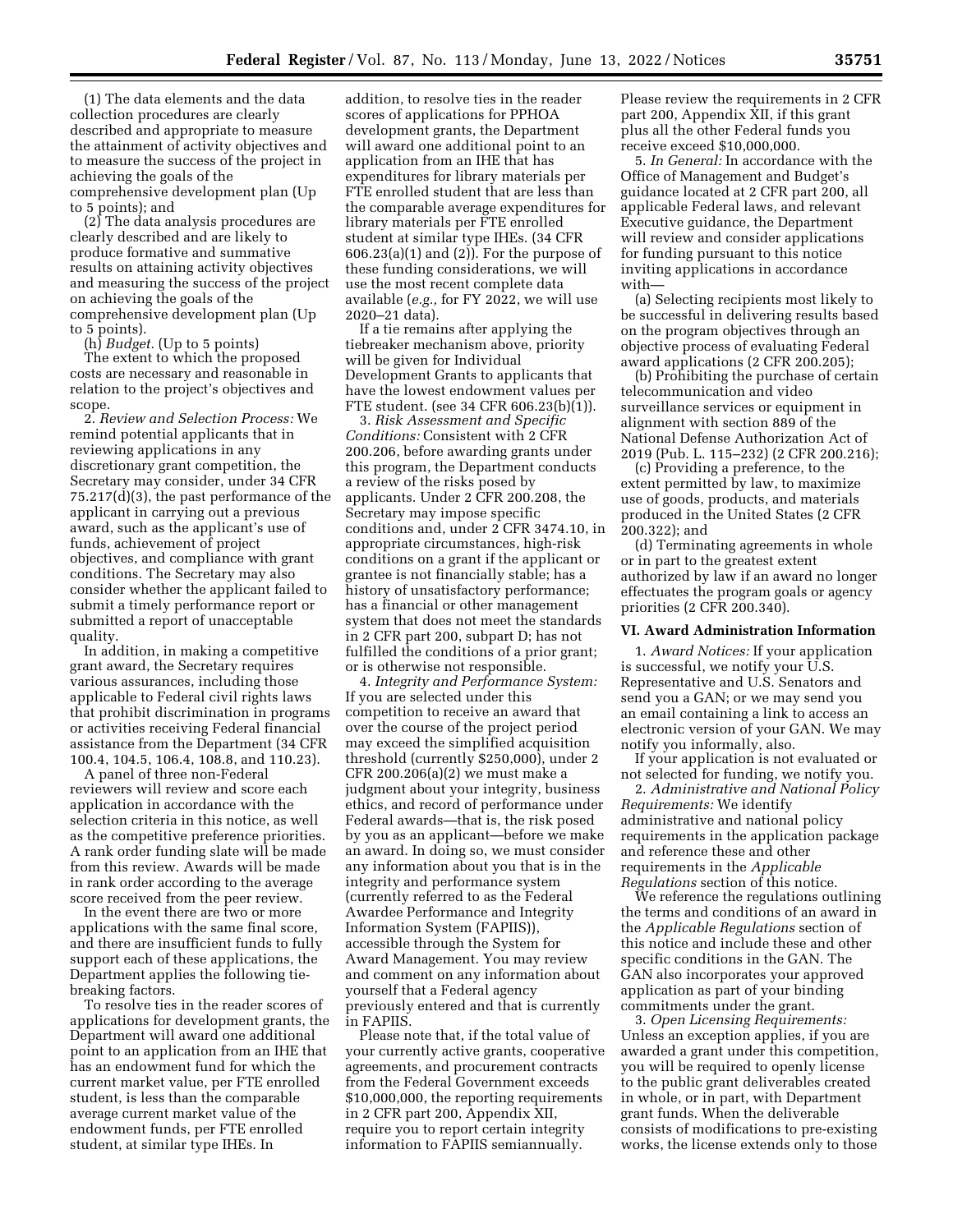(1) The data elements and the data collection procedures are clearly described and appropriate to measure the attainment of activity objectives and to measure the success of the project in achieving the goals of the comprehensive development plan (Up to 5 points); and

(2) The data analysis procedures are clearly described and are likely to produce formative and summative results on attaining activity objectives and measuring the success of the project on achieving the goals of the comprehensive development plan (Up to 5 points).

(h) *Budget.* (Up to 5 points)

The extent to which the proposed costs are necessary and reasonable in relation to the project's objectives and scope.

2. *Review and Selection Process:* We remind potential applicants that in reviewing applications in any discretionary grant competition, the Secretary may consider, under 34 CFR 75.217(d)(3), the past performance of the applicant in carrying out a previous award, such as the applicant's use of funds, achievement of project objectives, and compliance with grant conditions. The Secretary may also consider whether the applicant failed to submit a timely performance report or submitted a report of unacceptable quality.

In addition, in making a competitive grant award, the Secretary requires various assurances, including those applicable to Federal civil rights laws that prohibit discrimination in programs or activities receiving Federal financial assistance from the Department (34 CFR 100.4, 104.5, 106.4, 108.8, and 110.23).

A panel of three non-Federal reviewers will review and score each application in accordance with the selection criteria in this notice, as well as the competitive preference priorities. A rank order funding slate will be made from this review. Awards will be made in rank order according to the average score received from the peer review.

In the event there are two or more applications with the same final score, and there are insufficient funds to fully support each of these applications, the Department applies the following tie-breaking factors.

To resolve ties in the reader scores of applications for development grants, the Department will award one additional point to an application from an IHE that has an endowment fund for which the current market value, per FTE enrolled student, is less than the comparable average current market value of the endowment funds, per FTE enrolled student, at similar type IHEs. In addition, to resolve ties in the reader scores of applications for PPHOA development grants, the Department will award one additional point to an application from an IHE that has expenditures for library materials per FTE enrolled student that are less than the comparable average expenditures for library materials per FTE enrolled student at similar type IHEs. (34 CFR 606.23(a)(1) and (2)). For the purpose of these funding considerations, we will use the most recent complete data available (*e.g.,* for FY 2022, we will use 2020–21 data).

If a tie remains after applying the tiebreaker mechanism above, priority will be given for Individual Development Grants to applicants that have the lowest endowment values per FTE student. (see 34 CFR 606.23(b)(1)).

3. *Risk Assessment and Specific Conditions:* Consistent with 2 CFR 200.206, before awarding grants under this program, the Department conducts a review of the risks posed by applicants. Under 2 CFR 200.208, the Secretary may impose specific conditions and, under 2 CFR 3474.10, in appropriate circumstances, high-risk conditions on a grant if the applicant or grantee is not financially stable; has a history of unsatisfactory performance; has a financial or other management system that does not meet the standards in 2 CFR part 200, subpart D; has not fulfilled the conditions of a prior grant; or is otherwise not responsible.

4. *Integrity and Performance System:* If you are selected under this competition to receive an award that over the course of the project period may exceed the simplified acquisition threshold (currently $250,000), under 2 CFR 200.206(a)(2) we must make a judgment about your integrity, business ethics, and record of performance under Federal awards—that is, the risk posed by you as an applicant—before we make an award. In doing so, we must consider any information about you that is in the integrity and performance system (currently referred to as the Federal Awardee Performance and Integrity Information System (FAPIIS)), accessible through the System for Award Management. You may review and comment on any information about yourself that a Federal agency previously entered and that is currently in FAPIIS.

Please note that, if the total value of your currently active grants, cooperative agreements, and procurement contracts from the Federal Government exceeds $10,000,000, the reporting requirements in 2 CFR part 200, Appendix XII, require you to report certain integrity information to FAPIIS semiannually. Please review the requirements in 2 CFR part 200, Appendix XII, if this grant plus all the other Federal funds you receive exceed $10,000,000.

5. *In General:* In accordance with the Office of Management and Budget's guidance located at 2 CFR part 200, all applicable Federal laws, and relevant Executive guidance, the Department will review and consider applications for funding pursuant to this notice inviting applications in accordance with—

(a) Selecting recipients most likely to be successful in delivering results based on the program objectives through an objective process of evaluating Federal award applications (2 CFR 200.205);

(b) Prohibiting the purchase of certain telecommunication and video surveillance services or equipment in alignment with section 889 of the National Defense Authorization Act of 2019 (Pub. L. 115–232) (2 CFR 200.216);

(c) Providing a preference, to the extent permitted by law, to maximize use of goods, products, and materials produced in the United States (2 CFR 200.322); and

(d) Terminating agreements in whole or in part to the greatest extent authorized by law if an award no longer effectuates the program goals or agency priorities (2 CFR 200.340).

## VI. Award Administration Information

1. *Award Notices:* If your application is successful, we notify your U.S. Representative and U.S. Senators and send you a GAN; or we may send you an email containing a link to access an electronic version of your GAN. We may notify you informally, also.

If your application is not evaluated or not selected for funding, we notify you.

2. *Administrative and National Policy Requirements:* We identify administrative and national policy requirements in the application package and reference these and other requirements in the *Applicable Regulations* section of this notice.

We reference the regulations outlining the terms and conditions of an award in the *Applicable Regulations* section of this notice and include these and other specific conditions in the GAN. The GAN also incorporates your approved application as part of your binding commitments under the grant.

3. *Open Licensing Requirements:* Unless an exception applies, if you are awarded a grant under this competition, you will be required to openly license to the public grant deliverables created in whole, or in part, with Department grant funds. When the deliverable consists of modifications to pre-existing works, the license extends only to those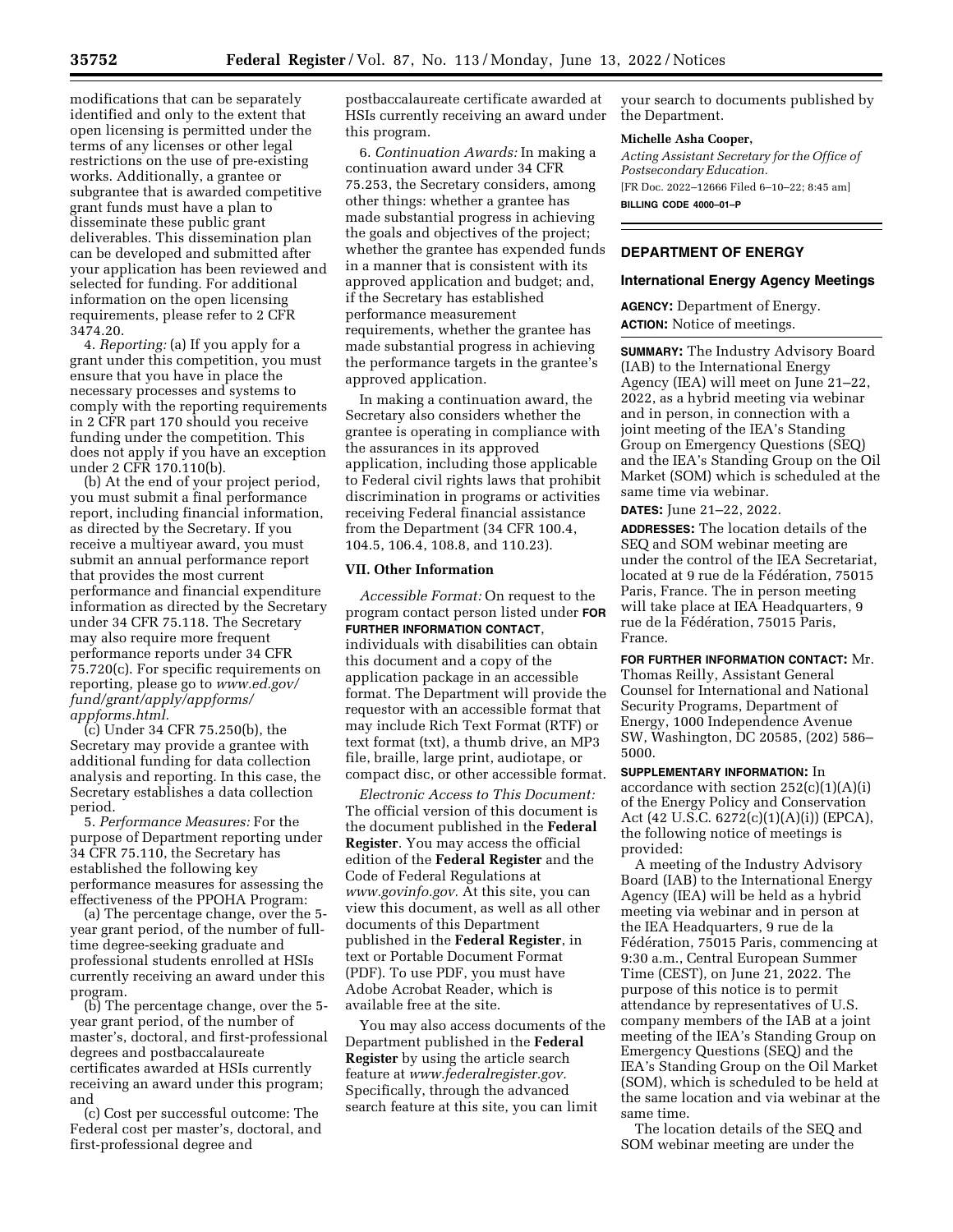modifications that can be separately identified and only to the extent that open licensing is permitted under the terms of any licenses or other legal restrictions on the use of pre-existing works. Additionally, a grantee or subgrantee that is awarded competitive grant funds must have a plan to disseminate these public grant deliverables. This dissemination plan can be developed and submitted after your application has been reviewed and selected for funding. For additional information on the open licensing requirements, please refer to 2 CFR 3474.20.

4. *Reporting:* (a) If you apply for a grant under this competition, you must ensure that you have in place the necessary processes and systems to comply with the reporting requirements in 2 CFR part 170 should you receive funding under the competition. This does not apply if you have an exception under 2 CFR 170.110(b).

(b) At the end of your project period, you must submit a final performance report, including financial information, as directed by the Secretary. If you receive a multiyear award, you must submit an annual performance report that provides the most current performance and financial expenditure information as directed by the Secretary under 34 CFR 75.118. The Secretary may also require more frequent performance reports under 34 CFR 75.720(c). For specific requirements on reporting, please go to *www.ed.gov/fund/grant/apply/appforms/appforms.html.*

(c) Under 34 CFR 75.250(b), the Secretary may provide a grantee with additional funding for data collection analysis and reporting. In this case, the Secretary establishes a data collection period.

5. *Performance Measures:* For the purpose of Department reporting under 34 CFR 75.110, the Secretary has established the following key performance measures for assessing the effectiveness of the PPOHA Program:

(a) The percentage change, over the 5-year grant period, of the number of full-time degree-seeking graduate and professional students enrolled at HSIs currently receiving an award under this program.

(b) The percentage change, over the 5-year grant period, of the number of master's, doctoral, and first-professional degrees and postbaccalaureate certificates awarded at HSIs currently receiving an award under this program; and

(c) Cost per successful outcome: The Federal cost per master's, doctoral, and first-professional degree and postbaccalaureate certificate awarded at HSIs currently receiving an award under this program.

6. *Continuation Awards:* In making a continuation award under 34 CFR 75.253, the Secretary considers, among other things: whether a grantee has made substantial progress in achieving the goals and objectives of the project; whether the grantee has expended funds in a manner that is consistent with its approved application and budget; and, if the Secretary has established performance measurement requirements, whether the grantee has made substantial progress in achieving the performance targets in the grantee's approved application.

In making a continuation award, the Secretary also considers whether the grantee is operating in compliance with the assurances in its approved application, including those applicable to Federal civil rights laws that prohibit discrimination in programs or activities receiving Federal financial assistance from the Department (34 CFR 100.4, 104.5, 106.4, 108.8, and 110.23).

## VII. Other Information

*Accessible Format:* On request to the program contact person listed under **FOR FURTHER INFORMATION CONTACT**, individuals with disabilities can obtain this document and a copy of the application package in an accessible format. The Department will provide the requestor with an accessible format that may include Rich Text Format (RTF) or text format (txt), a thumb drive, an MP3 file, braille, large print, audiotape, or compact disc, or other accessible format.

*Electronic Access to This Document:* The official version of this document is the document published in the **Federal Register**. You may access the official edition of the **Federal Register** and the Code of Federal Regulations at *www.govinfo.gov.* At this site, you can view this document, as well as all other documents of this Department published in the **Federal Register**, in text or Portable Document Format (PDF). To use PDF, you must have Adobe Acrobat Reader, which is available free at the site.

You may also access documents of the Department published in the **Federal Register** by using the article search feature at *www.federalregister.gov.* Specifically, through the advanced search feature at this site, you can limit your search to documents published by the Department.

**Michelle Asha Cooper,**

*Acting Assistant Secretary for the Office of Postsecondary Education.*

[FR Doc. 2022–12666 Filed 6–10–22; 8:45 am]

**BILLING CODE 4000–01–P**

# DEPARTMENT OF ENERGY

## International Energy Agency Meetings

**AGENCY:** Department of Energy.

**ACTION:** Notice of meetings.

**SUMMARY:** The Industry Advisory Board (IAB) to the International Energy Agency (IEA) will meet on June 21–22, 2022, as a hybrid meeting via webinar and in person, in connection with a joint meeting of the IEA's Standing Group on Emergency Questions (SEQ) and the IEA's Standing Group on the Oil Market (SOM) which is scheduled at the same time via webinar.

**DATES:** June 21–22, 2022.

**ADDRESSES:** The location details of the SEQ and SOM webinar meeting are under the control of the IEA Secretariat, located at 9 rue de la Fédération, 75015 Paris, France. The in person meeting will take place at IEA Headquarters, 9 rue de la Fédération, 75015 Paris, France.

**FOR FURTHER INFORMATION CONTACT:** Mr. Thomas Reilly, Assistant General Counsel for International and National Security Programs, Department of Energy, 1000 Independence Avenue SW, Washington, DC 20585, (202) 586–5000.

**SUPPLEMENTARY INFORMATION:** In accordance with section 252(c)(1)(A)(i) of the Energy Policy and Conservation Act (42 U.S.C. 6272(c)(1)(A)(i)) (EPCA), the following notice of meetings is provided:

A meeting of the Industry Advisory Board (IAB) to the International Energy Agency (IEA) will be held as a hybrid meeting via webinar and in person at the IEA Headquarters, 9 rue de la Fédération, 75015 Paris, commencing at 9:30 a.m., Central European Summer Time (CEST), on June 21, 2022. The purpose of this notice is to permit attendance by representatives of U.S. company members of the IAB at a joint meeting of the IEA's Standing Group on Emergency Questions (SEQ) and the IEA's Standing Group on the Oil Market (SOM), which is scheduled to be held at the same location and via webinar at the same time.

The location details of the SEQ and SOM webinar meeting are under the